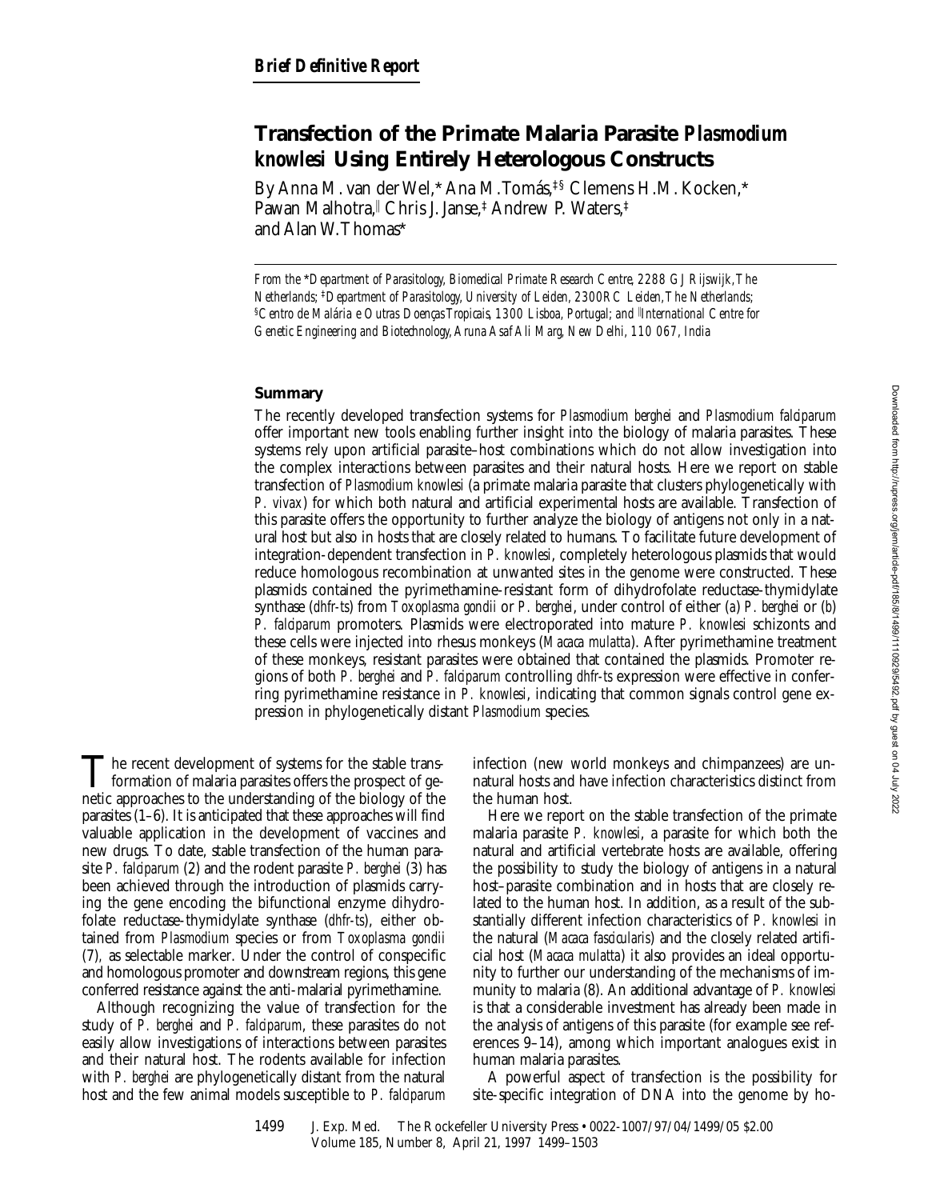**Brief Definitive Report**

# Transfection of the Primate Malaria Parasite *Plasmodium knowlesi* Using Entirely Heterologous Constructs

By Anna M. van der Wel,* Ana M. Tomás,‡§ Clemens H.M. Kocken,* Pawan Malhotra,‖ Chris J. Janse,‡ Andrew P. Waters,‡ and Alan W. Thomas*

*From the \*Department of Parasitology, Biomedical Primate Research Centre, 2288 GJ Rijswijk, The Netherlands; ‡Department of Parasitology, University of Leiden, 2300RC Leiden, The Netherlands; §Centro de Malária e Outras Doenças Tropicais, 1300 Lisboa, Portugal; and ‖International Centre for Genetic Engineering and Biotechnology, Aruna Asaf Ali Marg, New Delhi, 110 067, India*

## Summary

The recently developed transfection systems for *Plasmodium berghei* and *Plasmodium falciparum* offer important new tools enabling further insight into the biology of malaria parasites. These systems rely upon artificial parasite–host combinations which do not allow investigation into the complex interactions between parasites and their natural hosts. Here we report on stable transfection of *Plasmodium knowlesi* (a primate malaria parasite that clusters phylogenetically with *P. vivax*) for which both natural and artificial experimental hosts are available. Transfection of this parasite offers the opportunity to further analyze the biology of antigens not only in a natural host but also in hosts that are closely related to humans. To facilitate future development of integration-dependent transfection in *P. knowlesi*, completely heterologous plasmids that would reduce homologous recombination at unwanted sites in the genome were constructed. These plasmids contained the pyrimethamine-resistant form of dihydrofolate reductase-thymidylate synthase (*dhfr-ts*) from *Toxoplasma gondii* or *P. berghei*, under control of either (*a*) *P. berghei* or (*b*) *P. falciparum* promoters. Plasmids were electroporated into mature *P. knowlesi* schizonts and these cells were injected into rhesus monkeys (*Macaca mulatta*). After pyrimethamine treatment of these monkeys, resistant parasites were obtained that contained the plasmids. Promoter regions of both *P. berghei* and *P. falciparum* controlling *dhfr-ts* expression were effective in conferring pyrimethamine resistance in *P. knowlesi*, indicating that common signals control gene expression in phylogenetically distant *Plasmodium* species.

The recent development of systems for the stable transformation of malaria parasites offers the prospect of genetic approaches to the understanding of the biology of the parasites (1–6). It is anticipated that these approaches will find valuable application in the development of vaccines and new drugs. To date, stable transfection of the human parasite *P. falciparum* (2) and the rodent parasite *P. berghei* (3) has been achieved through the introduction of plasmids carrying the gene encoding the bifunctional enzyme dihydrofolate reductase-thymidylate synthase (*dhfr-ts*), either obtained from *Plasmodium* species or from *Toxoplasma gondii* (7), as selectable marker. Under the control of conspecific and homologous promoter and downstream regions, this gene conferred resistance against the anti-malarial pyrimethamine.

Although recognizing the value of transfection for the study of *P. berghei* and *P. falciparum*, these parasites do not easily allow investigations of interactions between parasites and their natural host. The rodents available for infection with *P. berghei* are phylogenetically distant from the natural host and the few animal models susceptible to *P. falciparum* infection (new world monkeys and chimpanzees) are unnatural hosts and have infection characteristics distinct from the human host.

Here we report on the stable transfection of the primate malaria parasite *P. knowlesi*, a parasite for which both the natural and artificial vertebrate hosts are available, offering the possibility to study the biology of antigens in a natural host–parasite combination and in hosts that are closely related to the human host. In addition, as a result of the substantially different infection characteristics of *P. knowlesi* in the natural (*Macaca fascicularis*) and the closely related artificial host (*Macaca mulatta*) it also provides an ideal opportunity to further our understanding of the mechanisms of immunity to malaria (8). An additional advantage of *P. knowlesi* is that a considerable investment has already been made in the analysis of antigens of this parasite (for example see references 9–14), among which important analogues exist in human malaria parasites.

A powerful aspect of transfection is the possibility for site-specific integration of DNA into the genome by ho-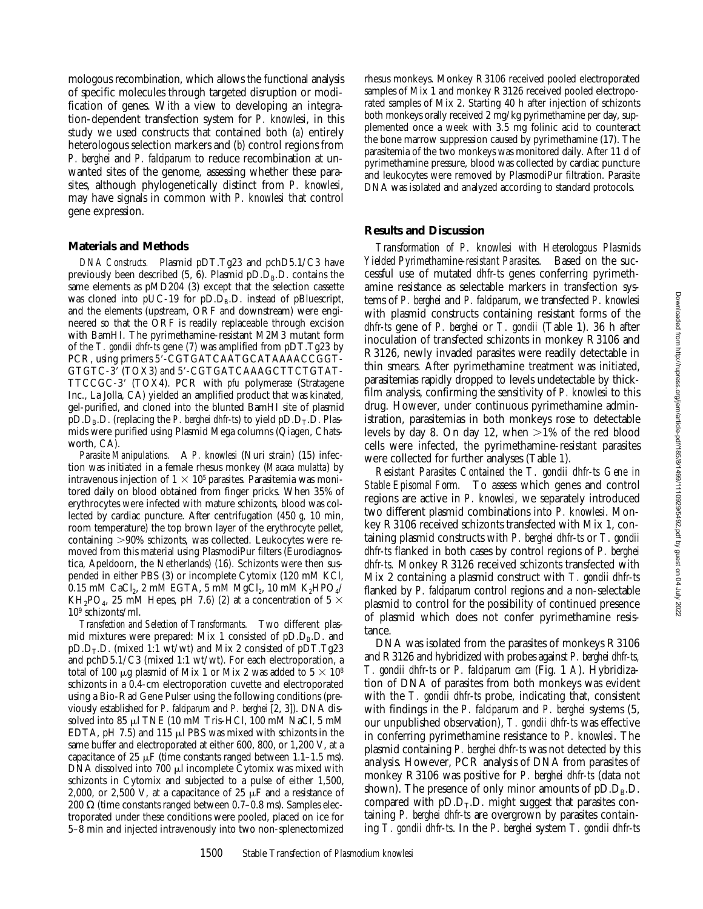mologous recombination, which allows the functional analysis of specific molecules through targeted disruption or modification of genes. With a view to developing an integration-dependent transfection system for *P. knowlesi*, in this study we used constructs that contained both (*a*) entirely heterologous selection markers and (*b*) control regions from *P. berghei* and *P. falciparum* to reduce recombination at unwanted sites of the genome, assessing whether these parasites, although phylogenetically distinct from *P. knowlesi*, may have signals in common with *P. knowlesi* that control gene expression.

## Materials and Methods

*DNA Constructs.* Plasmid pDT.Tg23 and pchD5.1/C3 have previously been described (5, 6). Plasmid $pD.D_B.D$. contains the same elements as pMD204 (3) except that the selection cassette was cloned into pUC-19 for $pD.D_B.D$. instead of pBluescript, and the elements (upstream, ORF and downstream) were engineered so that the ORF is readily replaceable through excision with BamHI. The pyrimethamine-resistant M2M3 mutant form of the *T. gondii dhfr-ts* gene (7) was amplified from pDT.Tg23 by PCR, using primers 5′-CGTGATCAATGCATAAAACCGGT-GTGTC-3′ (TOX3) and 5′-CGTGATCAAAGCTTCTGTAT-TTCCGC-3′ (TOX4). PCR with *pfu* polymerase (Stratagene Inc., La Jolla, CA) yielded an amplified product that was kinated, gel-purified, and cloned into the blunted BamHI site of plasmid $pD.D_B.D$. (replacing the *P. berghei dhfr-ts*) to yield $pD.D_T.D$. Plasmids were purified using Plasmid Mega columns (Qiagen, Chatsworth, CA).

*Parasite Manipulations.* A *P. knowlesi* (Nuri strain) (15) infection was initiated in a female rhesus monkey (*Macaca mulatta*) by intravenous injection of $1 \times 10^5$ parasites. Parasitemia was monitored daily on blood obtained from finger pricks. When 35% of erythrocytes were infected with mature schizonts, blood was collected by cardiac puncture. After centrifugation (450 *g*, 10 min, room temperature) the top brown layer of the erythrocyte pellet, containing >90% schizonts, was collected. Leukocytes were removed from this material using PlasmodiPur filters (Eurodiagnostica, Apeldoorn, the Netherlands) (16). Schizonts were then suspended in either PBS (3) or incomplete Cytomix (120 mM KCl, 0.15 mM $CaCl_2$, 2 mM EGTA, 5 mM $MgCl_2$, 10 mM $K_2HPO_4$/$KH_2PO_4$, 25 mM Hepes, pH 7.6) (2) at a concentration of $5 \times 10^9$ schizonts/ml.

*Transfection and Selection of Transformants.* Two different plasmid mixtures were prepared: Mix 1 consisted of $pD.D_B.D$. and $pD.D_T.D$. (mixed 1:1 wt/wt) and Mix 2 consisted of pDT.Tg23 and pchD5.1/C3 (mixed 1:1 wt/wt). For each electroporation, a total of 100 μg plasmid of Mix 1 or Mix 2 was added to $5 \times 10^8$ schizonts in a 0.4-cm electroporation cuvette and electroporated using a Bio-Rad Gene Pulser using the following conditions (previously established for *P. falciparum* and *P. berghei* [2, 3]). DNA dissolved into 85 μl TNE (10 mM Tris-HCl, 100 mM NaCl, 5 mM EDTA, pH 7.5) and 115 μl PBS was mixed with schizonts in the same buffer and electroporated at either 600, 800, or 1,200 V, at a capacitance of 25 μF (time constants ranged between 1.1–1.5 ms). DNA dissolved into 700 μl incomplete Cytomix was mixed with schizonts in Cytomix and subjected to a pulse of either 1,500, 2,000, or 2,500 V, at a capacitance of 25 μF and a resistance of 200 Ω (time constants ranged between 0.7–0.8 ms). Samples electroporated under these conditions were pooled, placed on ice for 5–8 min and injected intravenously into two non-splenectomized rhesus monkeys. Monkey R3106 received pooled electroporated samples of Mix 1 and monkey R3126 received pooled electroporated samples of Mix 2. Starting 40 h after injection of schizonts both monkeys orally received 2 mg/kg pyrimethamine per day, supplemented once a week with 3.5 mg folinic acid to counteract the bone marrow suppression caused by pyrimethamine (17). The parasitemia of the two monkeys was monitored daily. After 11 d of pyrimethamine pressure, blood was collected by cardiac puncture and leukocytes were removed by PlasmodiPur filtration. Parasite DNA was isolated and analyzed according to standard protocols.

## Results and Discussion

*Transformation of P. knowlesi with Heterologous Plasmids Yielded Pyrimethamine-resistant Parasites.* Based on the successful use of mutated *dhfr-ts* genes conferring pyrimethamine resistance as selectable markers in transfection systems of *P. berghei* and *P. falciparum*, we transfected *P. knowlesi* with plasmid constructs containing resistant forms of the *dhfr-ts* gene of *P. berghei* or *T. gondii* (Table 1). 36 h after inoculation of transfected schizonts in monkey R3106 and R3126, newly invaded parasites were readily detectable in thin smears. After pyrimethamine treatment was initiated, parasitemias rapidly dropped to levels undetectable by thick-film analysis, confirming the sensitivity of *P. knowlesi* to this drug. However, under continuous pyrimethamine administration, parasitemias in both monkeys rose to detectable levels by day 8. On day 12, when >1% of the red blood cells were infected, the pyrimethamine-resistant parasites were collected for further analyses (Table 1).

*Resistant Parasites Contained the T. gondii dhfr-ts Gene in Stable Episomal Form.* To assess which genes and control regions are active in *P. knowlesi*, we separately introduced two different plasmid combinations into *P. knowlesi*. Monkey R3106 received schizonts transfected with Mix 1, containing plasmid constructs with *P. berghei dhfr-ts* or *T. gondii dhfr-ts* flanked in both cases by control regions of *P. berghei dhfr-ts*. Monkey R3126 received schizonts transfected with Mix 2 containing a plasmid construct with *T. gondii dhfr-ts* flanked by *P. falciparum* control regions and a non-selectable plasmid to control for the possibility of continued presence of plasmid which does not confer pyrimethamine resistance.

DNA was isolated from the parasites of monkeys R3106 and R3126 and hybridized with probes against *P. berghei dhfr-ts*, *T. gondii dhfr-ts* or *P. falciparum cam* (Fig. 1 *A*). Hybridization of DNA of parasites from both monkeys was evident with the *T. gondii dhfr-ts* probe, indicating that, consistent with findings in the *P. falciparum* and *P. berghei* systems (5, our unpublished observation), *T. gondii dhfr-ts* was effective in conferring pyrimethamine resistance to *P. knowlesi*. The plasmid containing *P. berghei dhfr-ts* was not detected by this analysis. However, PCR analysis of DNA from parasites of monkey R3106 was positive for *P. berghei dhfr-ts* (data not shown). The presence of only minor amounts of $pD.D_B.D$. compared with $pD.D_T.D$. might suggest that parasites containing *P. berghei dhfr-ts* are overgrown by parasites containing *T. gondii dhfr-ts*. In the *P. berghei* system *T. gondii dhfr-ts*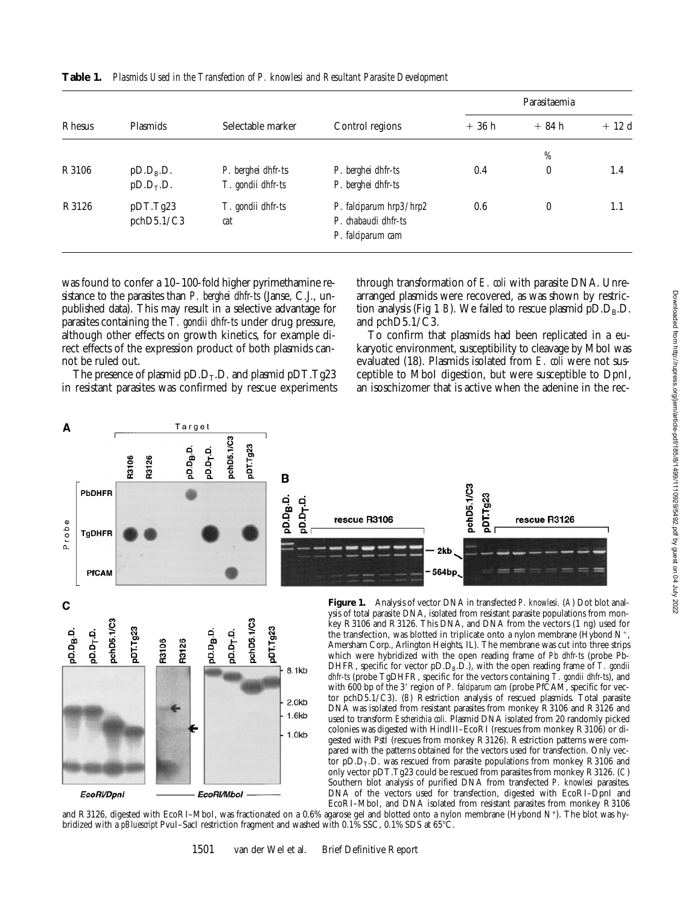**Table 1.** *Plasmids Used in the Transfection of P. knowlesi and Resultant Parasite Development*

| Rhesus | Plasmids | Selectable marker | Control regions | Parasitaemia | | |
|---|---|---|---|---|---|---|
| | | | | + 36 h | + 84 h | + 12 d |
| | | | | | % | |
| R3106 | $pD.D_B.D.$ | *P. berghei dhfr-ts* | *P. berghei dhfr-ts* | 0.4 | 0 | 1.4 |
| | $pD.D_T.D.$ | *T. gondii dhfr-ts* | *P. berghei dhfr-ts* | | | |
| R3126 | pDT.Tg23 | *T. gondii dhfr-ts* | *P. falciparum hrp3/hrp2* | 0.6 | 0 | 1.1 |
| | pchD5.1/C3 | *cat* | *P. chabaudi dhfr-ts* | | | |
| | | | *P. falciparum cam* | | | |

was found to confer a 10–100-fold higher pyrimethamine resistance to the parasites than *P. berghei dhfr-ts* (Janse, C.J., unpublished data). This may result in a selective advantage for parasites containing the *T. gondii dhfr-ts* under drug pressure, although other effects on growth kinetics, for example direct effects of the expression product of both plasmids cannot be ruled out.

The presence of plasmid $pD.D_T.D.$ and plasmid pDT.Tg23 in resistant parasites was confirmed by rescue experiments through transformation of *E. coli* with parasite DNA. Unrearranged plasmids were recovered, as was shown by restriction analysis (Fig 1 *B*). We failed to rescue plasmid $pD.D_B.D.$ and pchD5.1/C3.

To confirm that plasmids had been replicated in a eukaryotic environment, susceptibility to cleavage by MboI was evaluated (18). Plasmids isolated from *E. coli* were not susceptible to MboI digestion, but were susceptible to DpnI, an isoschizomer that is active when the adenine in the rec-

**Figure 1.** Analysis of vector DNA in transfected *P. knowlesi*. (*A*) Dot blot analysis of total parasite DNA, isolated from resistant parasite populations from monkey R3106 and R3126. This DNA, and DNA from the vectors (1 ng) used for the transfection, was blotted in triplicate onto a nylon membrane (Hybond $N^+$, Amersham Corp., Arlington Heights, IL). The membrane was cut into three strips which were hybridized with the open reading frame of *Pb dhfr-ts* (probe PbDHFR, specific for vector $pD.D_B.D.$), with the open reading frame of *T. gondii dhfr-ts* (probe TgDHFR, specific for the vectors containing *T. gondii dhfr-ts*), and with 600 bp of the 3′ region of *P. falciparum cam* (probe PfCAM, specific for vector pchD5.1/C3). (*B*) Restriction analysis of rescued plasmids. Total parasite DNA was isolated from resistant parasites from monkey R3106 and R3126 and used to transform *Escherichia coli*. Plasmid DNA isolated from 20 randomly picked colonies was digested with HindIII–EcoRI (rescues from monkey R3106) or digested with PstI (rescues from monkey R3126). Restriction patterns were compared with the patterns obtained for the vectors used for transfection. Only vector $pD.D_T.D.$ was rescued from parasite populations from monkey R3106 and only vector pDT.Tg23 could be rescued from parasites from monkey R3126. (*C*) Southern blot analysis of purified DNA from transfected *P. knowlesi* parasites. DNA of the vectors used for transfection, digested with EcoRI–DpnI and EcoRI–MboI, and DNA isolated from resistant parasites from monkey R3106 and R3126, digested with EcoRI–MboI, was fractionated on a 0.6% agarose gel and blotted onto a nylon membrane (Hybond $N^+$). The blot was hybridized with a *pBluescript* PvuI–SacI restriction fragment and washed with 0.1% SSC, 0.1% SDS at 65°C.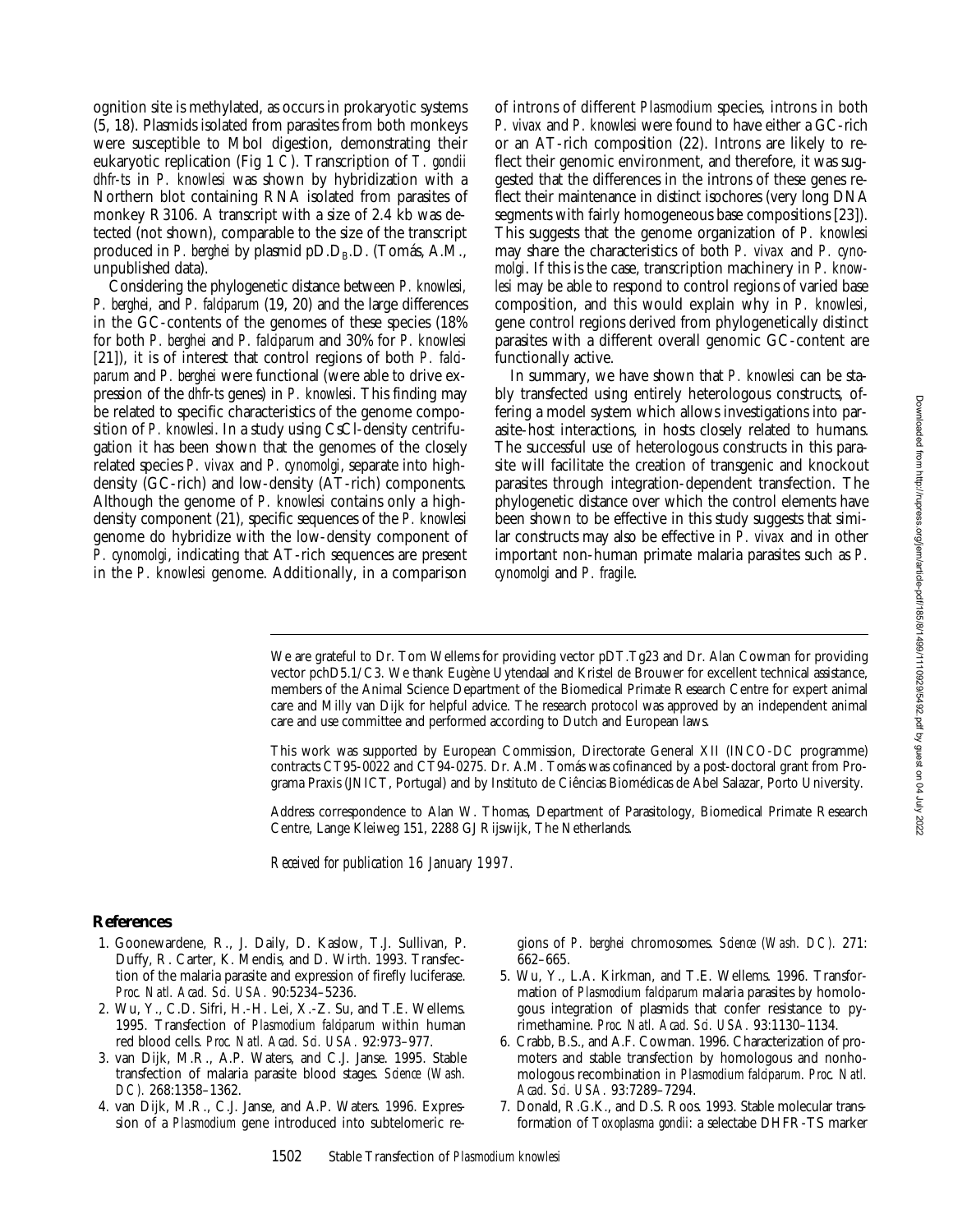ognition site is methylated, as occurs in prokaryotic systems (5, 18). Plasmids isolated from parasites from both monkeys were susceptible to MboI digestion, demonstrating their eukaryotic replication (Fig 1 C). Transcription of *T. gondii dhfr-ts* in *P. knowlesi* was shown by hybridization with a Northern blot containing RNA isolated from parasites of monkey R3106. A transcript with a size of 2.4 kb was detected (not shown), comparable to the size of the transcript produced in *P. berghei* by plasmid pD.D$_B$.D. (Tomás, A.M., unpublished data).

Considering the phylogenetic distance between *P. knowlesi, P. berghei,* and *P. falciparum* (19, 20) and the large differences in the GC-contents of the genomes of these species (18% for both *P. berghei* and *P. falciparum* and 30% for *P. knowlesi* [21]), it is of interest that control regions of both *P. falciparum* and *P. berghei* were functional (were able to drive expression of the *dhfr-ts* genes) in *P. knowlesi*. This finding may be related to specific characteristics of the genome composition of *P. knowlesi*. In a study using CsCl-density centrifugation it has been shown that the genomes of the closely related species *P. vivax* and *P. cynomolgi*, separate into high-density (GC-rich) and low-density (AT-rich) components. Although the genome of *P. knowlesi* contains only a high-density component (21), specific sequences of the *P. knowlesi* genome do hybridize with the low-density component of *P. cynomolgi*, indicating that AT-rich sequences are present in the *P. knowlesi* genome. Additionally, in a comparison of introns of different *Plasmodium* species, introns in both *P. vivax* and *P. knowlesi* were found to have either a GC-rich or an AT-rich composition (22). Introns are likely to reflect their genomic environment, and therefore, it was suggested that the differences in the introns of these genes reflect their maintenance in distinct isochores (very long DNA segments with fairly homogeneous base compositions [23]). This suggests that the genome organization of *P. knowlesi* may share the characteristics of both *P. vivax* and *P. cynomolgi*. If this is the case, transcription machinery in *P. knowlesi* may be able to respond to control regions of varied base composition, and this would explain why in *P. knowlesi*, gene control regions derived from phylogenetically distinct parasites with a different overall genomic GC-content are functionally active.

In summary, we have shown that *P. knowlesi* can be stably transfected using entirely heterologous constructs, offering a model system which allows investigations into parasite-host interactions, in hosts closely related to humans. The successful use of heterologous constructs in this parasite will facilitate the creation of transgenic and knockout parasites through integration-dependent transfection. The phylogenetic distance over which the control elements have been shown to be effective in this study suggests that similar constructs may also be effective in *P. vivax* and in other important non-human primate malaria parasites such as *P. cynomolgi* and *P. fragile*.

We are grateful to Dr. Tom Wellems for providing vector pDT.Tg23 and Dr. Alan Cowman for providing vector pchD5.1/C3. We thank Eugène Uytendaal and Kristel de Brouwer for excellent technical assistance, members of the Animal Science Department of the Biomedical Primate Research Centre for expert animal care and Milly van Dijk for helpful advice. The research protocol was approved by an independent animal care and use committee and performed according to Dutch and European laws.

This work was supported by European Commission, Directorate General XII (INCO-DC programme) contracts CT95-0022 and CT94-0275. Dr. A.M. Tomás was cofinanced by a post-doctoral grant from Programa Praxis (JNICT, Portugal) and by Instituto de Ciências Biomédicas de Abel Salazar, Porto University.

Address correspondence to Alan W. Thomas, Department of Parasitology, Biomedical Primate Research Centre, Lange Kleiweg 151, 2288 GJ Rijswijk, The Netherlands.

*Received for publication 16 January 1997.*

## References

1. Goonewardene, R., J. Daily, D. Kaslow, T.J. Sullivan, P. Duffy, R. Carter, K. Mendis, and D. Wirth. 1993. Transfection of the malaria parasite and expression of firefly luciferase. *Proc. Natl. Acad. Sci. USA.* 90:5234–5236.
2. Wu, Y., C.D. Sifri, H.-H. Lei, X.-Z. Su, and T.E. Wellems. 1995. Transfection of *Plasmodium falciparum* within human red blood cells. *Proc. Natl. Acad. Sci. USA.* 92:973–977.
3. van Dijk, M.R., A.P. Waters, and C.J. Janse. 1995. Stable transfection of malaria parasite blood stages. *Science (Wash. DC).* 268:1358–1362.
4. van Dijk, M.R., C.J. Janse, and A.P. Waters. 1996. Expression of a *Plasmodium* gene introduced into subtelomeric regions of *P. berghei* chromosomes. *Science (Wash. DC).* 271: 662–665.
5. Wu, Y., L.A. Kirkman, and T.E. Wellems. 1996. Transformation of *Plasmodium falciparum* malaria parasites by homologous integration of plasmids that confer resistance to pyrimethamine. *Proc. Natl. Acad. Sci. USA.* 93:1130–1134.
6. Crabb, B.S., and A.F. Cowman. 1996. Characterization of promoters and stable transfection by homologous and nonhomologous recombination in *Plasmodium falciparum*. *Proc. Natl. Acad. Sci. USA.* 93:7289–7294.
7. Donald, R.G.K., and D.S. Roos. 1993. Stable molecular transformation of *Toxoplasma gondii*: a selectabe DHFR-TS marker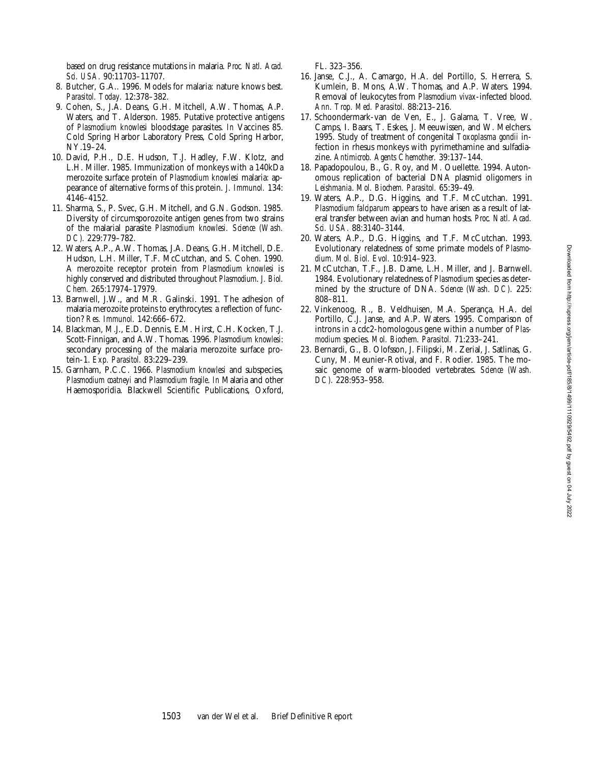based on drug resistance mutations in malaria. *Proc. Natl. Acad. Sci. USA.* 90:11703–11707.

8. Butcher, G.A.. 1996. Models for malaria: nature knows best. *Parasitol. Today.* 12:378–382.
9. Cohen, S., J.A. Deans, G.H. Mitchell, A.W. Thomas, A.P. Waters, and T. Alderson. 1985. Putative protective antigens of *Plasmodium knowlesi* bloodstage parasites. *In* Vaccines 85. Cold Spring Harbor Laboratory Press, Cold Spring Harbor, NY.19–24.
10. David, P.H., D.E. Hudson, T.J. Hadley, F.W. Klotz, and L.H. Miller. 1985. Immunization of monkeys with a 140kDa merozoite surface protein of *Plasmodium knowlesi* malaria: appearance of alternative forms of this protein. *J. Immunol.* 134: 4146–4152.
11. Sharma, S., P. Svec, G.H. Mitchell, and G.N. Godson. 1985. Diversity of circumsporozoite antigen genes from two strains of the malarial parasite *Plasmodium knowlesi. Science (Wash. DC).* 229:779–782.
12. Waters, A.P., A.W. Thomas, J.A. Deans, G.H. Mitchell, D.E. Hudson, L.H. Miller, T.F. McCutchan, and S. Cohen. 1990. A merozoite receptor protein from *Plasmodium knowlesi* is highly conserved and distributed throughout *Plasmodium*. *J. Biol. Chem.* 265:17974–17979.
13. Barnwell, J.W., and M.R. Galinski. 1991. The adhesion of malaria merozoite proteins to erythrocytes: a reflection of function? *Res. Immunol.* 142:666–672.
14. Blackman, M.J., E.D. Dennis, E.M. Hirst, C.H. Kocken, T.J. Scott-Finnigan, and A.W. Thomas. 1996. *Plasmodium knowlesi*: secondary processing of the malaria merozoite surface protein-1. *Exp. Parasitol.* 83:229–239.
15. Garnham, P.C.C. 1966. *Plasmodium knowlesi* and subspecies, *Plasmodium coatneyi* and *Plasmodium fragile*. *In* Malaria and other Haemosporidia. Blackwell Scientific Publications, Oxford, FL. 323–356.
16. Janse, C.J., A. Camargo, H.A. del Portillo, S. Herrera, S. Kumlein, B. Mons, A.W. Thomas, and A.P. Waters. 1994. Removal of leukocytes from *Plasmodium vivax*-infected blood. *Ann. Trop. Med. Parasitol.* 88:213–216.
17. Schoondermark-van de Ven, E., J. Galama, T. Vree, W. Camps, I. Baars, T. Eskes, J. Meeuwissen, and W. Melchers. 1995. Study of treatment of congenital *Toxoplasma gondii* infection in rhesus monkeys with pyrimethamine and sulfadiazine. *Antimicrob. Agents Chemother.* 39:137–144.
18. Papadopoulou, B., G. Roy, and M. Ouellette. 1994. Autonomous replication of bacterial DNA plasmid oligomers in *Leishmania*. *Mol. Biochem. Parasitol.* 65:39–49.
19. Waters, A.P., D.G. Higgins, and T.F. McCutchan. 1991. *Plasmodium falciparum* appears to have arisen as a result of lateral transfer between avian and human hosts. *Proc. Natl. Acad. Sci. USA.* 88:3140–3144.
20. Waters, A.P., D.G. Higgins, and T.F. McCutchan. 1993. Evolutionary relatedness of some primate models of *Plasmodium*. *Mol. Biol. Evol.* 10:914–923.
21. McCutchan, T.F., J.B. Dame, L.H. Miller, and J. Barnwell. 1984. Evolutionary relatedness of *Plasmodium* species as determined by the structure of DNA. *Science (Wash. DC).* 225: 808–811.
22. Vinkenoog, R., B. Veldhuisen, M.A. Sperança, H.A. del Portillo, C.J. Janse, and A.P. Waters. 1995. Comparison of introns in a cdc2-homologous gene within a number of *Plasmodium* species. *Mol. Biochem. Parasitol.* 71:233–241.
23. Bernardi, G., B. Olofsson, J. Filipski, M. Zerial, J. Satlinas, G. Cuny, M. Meunier-Rotival, and F. Rodier. 1985. The mosaic genome of warm-blooded vertebrates. *Science (Wash. DC).* 228:953–958.